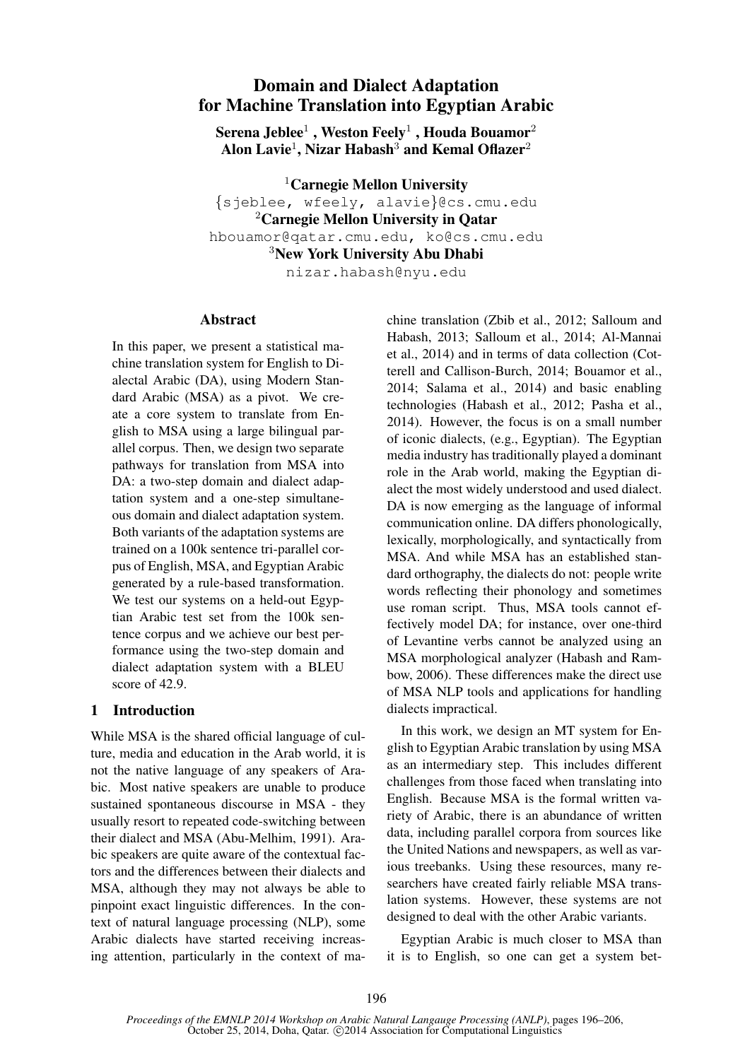# Domain and Dialect Adaptation for Machine Translation into Egyptian Arabic

**Serena Jeblee**[1] **, Weston Feely**[1] **, Houda Bouamor**[2]
**Alon Lavie**[1]**, Nizar Habash**[3] **and Kemal Oflazer**[2]

[1]**Carnegie Mellon University**
{sjeblee, wfeely, alavie}@cs.cmu.edu
[2]**Carnegie Mellon University in Qatar**
hbouamor@qatar.cmu.edu, ko@cs.cmu.edu
[3]**New York University Abu Dhabi**
nizar.habash@nyu.edu

## Abstract

In this paper, we present a statistical machine translation system for English to Dialectal Arabic (DA), using Modern Standard Arabic (MSA) as a pivot. We create a core system to translate from English to MSA using a large bilingual parallel corpus. Then, we design two separate pathways for translation from MSA into DA: a two-step domain and dialect adaptation system and a one-step simultaneous domain and dialect adaptation system. Both variants of the adaptation systems are trained on a 100k sentence tri-parallel corpus of English, MSA, and Egyptian Arabic generated by a rule-based transformation. We test our systems on a held-out Egyptian Arabic test set from the 100k sentence corpus and we achieve our best performance using the two-step domain and dialect adaptation system with a BLEU score of 42.9.

## 1 Introduction

While MSA is the shared official language of culture, media and education in the Arab world, it is not the native language of any speakers of Arabic. Most native speakers are unable to produce sustained spontaneous discourse in MSA - they usually resort to repeated code-switching between their dialect and MSA (Abu-Melhim, 1991). Arabic speakers are quite aware of the contextual factors and the differences between their dialects and MSA, although they may not always be able to pinpoint exact linguistic differences. In the context of natural language processing (NLP), some Arabic dialects have started receiving increasing attention, particularly in the context of machine translation (Zbib et al., 2012; Salloum and Habash, 2013; Salloum et al., 2014; Al-Mannai et al., 2014) and in terms of data collection (Cotterell and Callison-Burch, 2014; Bouamor et al., 2014; Salama et al., 2014) and basic enabling technologies (Habash et al., 2012; Pasha et al., 2014). However, the focus is on a small number of iconic dialects, (e.g., Egyptian). The Egyptian media industry has traditionally played a dominant role in the Arab world, making the Egyptian dialect the most widely understood and used dialect. DA is now emerging as the language of informal communication online. DA differs phonologically, lexically, morphologically, and syntactically from MSA. And while MSA has an established standard orthography, the dialects do not: people write words reflecting their phonology and sometimes use roman script. Thus, MSA tools cannot effectively model DA; for instance, over one-third of Levantine verbs cannot be analyzed using an MSA morphological analyzer (Habash and Rambow, 2006). These differences make the direct use of MSA NLP tools and applications for handling dialects impractical.

In this work, we design an MT system for English to Egyptian Arabic translation by using MSA as an intermediary step. This includes different challenges from those faced when translating into English. Because MSA is the formal written variety of Arabic, there is an abundance of written data, including parallel corpora from sources like the United Nations and newspapers, as well as various treebanks. Using these resources, many researchers have created fairly reliable MSA translation systems. However, these systems are not designed to deal with the other Arabic variants.

Egyptian Arabic is much closer to MSA than it is to English, so one can get a system bet-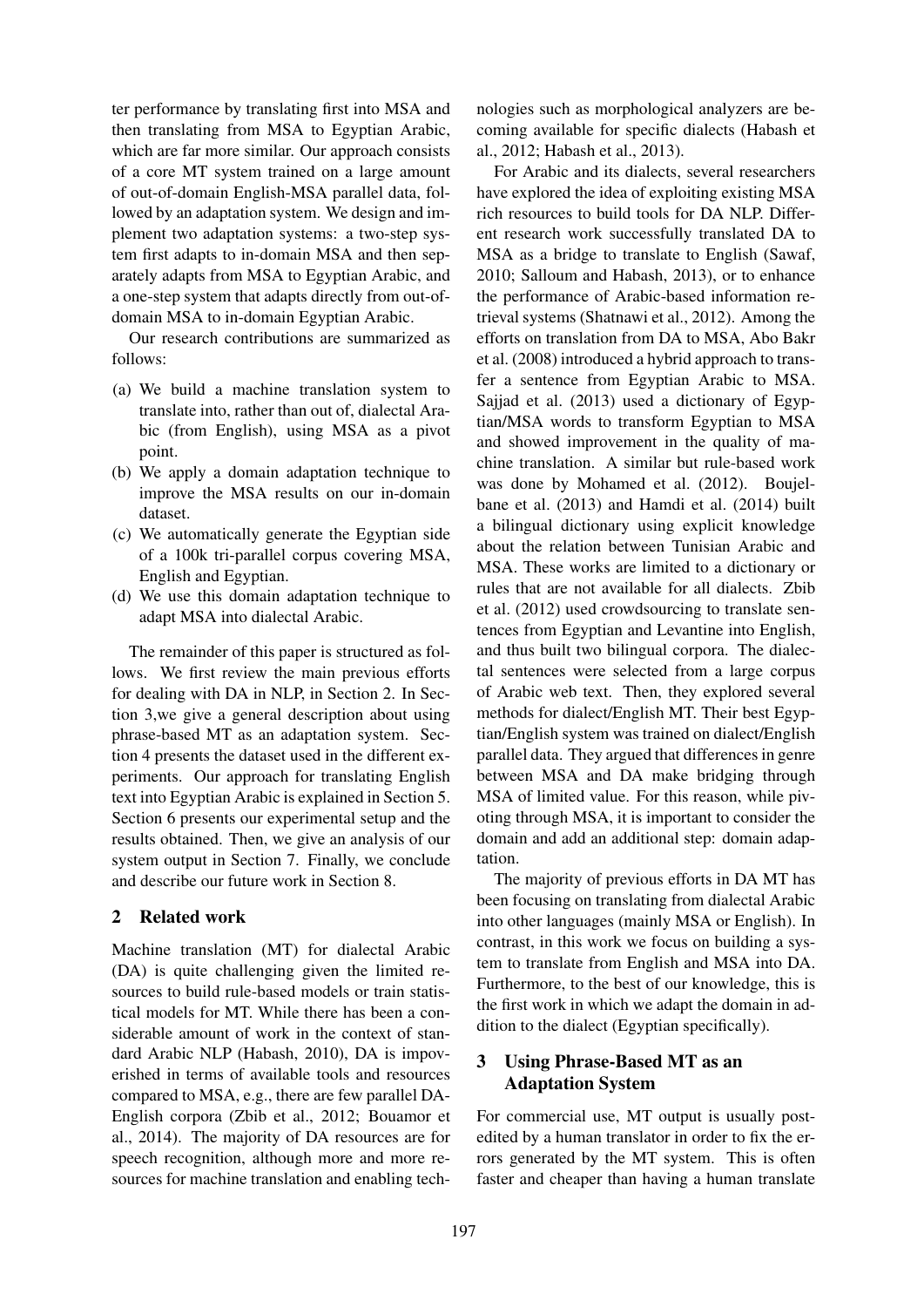ter performance by translating first into MSA and then translating from MSA to Egyptian Arabic, which are far more similar. Our approach consists of a core MT system trained on a large amount of out-of-domain English-MSA parallel data, followed by an adaptation system. We design and implement two adaptation systems: a two-step system first adapts to in-domain MSA and then separately adapts from MSA to Egyptian Arabic, and a one-step system that adapts directly from out-of-domain MSA to in-domain Egyptian Arabic.

Our research contributions are summarized as follows:

(a) We build a machine translation system to translate into, rather than out of, dialectal Arabic (from English), using MSA as a pivot point.

(b) We apply a domain adaptation technique to improve the MSA results on our in-domain dataset.

(c) We automatically generate the Egyptian side of a 100k tri-parallel corpus covering MSA, English and Egyptian.

(d) We use this domain adaptation technique to adapt MSA into dialectal Arabic.

The remainder of this paper is structured as follows. We first review the main previous efforts for dealing with DA in NLP, in Section 2. In Section 3,we give a general description about using phrase-based MT as an adaptation system. Section 4 presents the dataset used in the different experiments. Our approach for translating English text into Egyptian Arabic is explained in Section 5. Section 6 presents our experimental setup and the results obtained. Then, we give an analysis of our system output in Section 7. Finally, we conclude and describe our future work in Section 8.

## 2 Related work

Machine translation (MT) for dialectal Arabic (DA) is quite challenging given the limited resources to build rule-based models or train statistical models for MT. While there has been a considerable amount of work in the context of standard Arabic NLP (Habash, 2010), DA is impoverished in terms of available tools and resources compared to MSA, e.g., there are few parallel DA-English corpora (Zbib et al., 2012; Bouamor et al., 2014). The majority of DA resources are for speech recognition, although more and more resources for machine translation and enabling technologies such as morphological analyzers are becoming available for specific dialects (Habash et al., 2012; Habash et al., 2013).

For Arabic and its dialects, several researchers have explored the idea of exploiting existing MSA rich resources to build tools for DA NLP. Different research work successfully translated DA to MSA as a bridge to translate to English (Sawaf, 2010; Salloum and Habash, 2013), or to enhance the performance of Arabic-based information retrieval systems (Shatnawi et al., 2012). Among the efforts on translation from DA to MSA, Abo Bakr et al. (2008) introduced a hybrid approach to transfer a sentence from Egyptian Arabic to MSA. Sajjad et al. (2013) used a dictionary of Egyptian/MSA words to transform Egyptian to MSA and showed improvement in the quality of machine translation. A similar but rule-based work was done by Mohamed et al. (2012). Boujelbane et al. (2013) and Hamdi et al. (2014) built a bilingual dictionary using explicit knowledge about the relation between Tunisian Arabic and MSA. These works are limited to a dictionary or rules that are not available for all dialects. Zbib et al. (2012) used crowdsourcing to translate sentences from Egyptian and Levantine into English, and thus built two bilingual corpora. The dialectal sentences were selected from a large corpus of Arabic web text. Then, they explored several methods for dialect/English MT. Their best Egyptian/English system was trained on dialect/English parallel data. They argued that differences in genre between MSA and DA make bridging through MSA of limited value. For this reason, while pivoting through MSA, it is important to consider the domain and add an additional step: domain adaptation.

The majority of previous efforts in DA MT has been focusing on translating from dialectal Arabic into other languages (mainly MSA or English). In contrast, in this work we focus on building a system to translate from English and MSA into DA. Furthermore, to the best of our knowledge, this is the first work in which we adapt the domain in addition to the dialect (Egyptian specifically).

## 3 Using Phrase-Based MT as an Adaptation System

For commercial use, MT output is usually post-edited by a human translator in order to fix the errors generated by the MT system. This is often faster and cheaper than having a human translate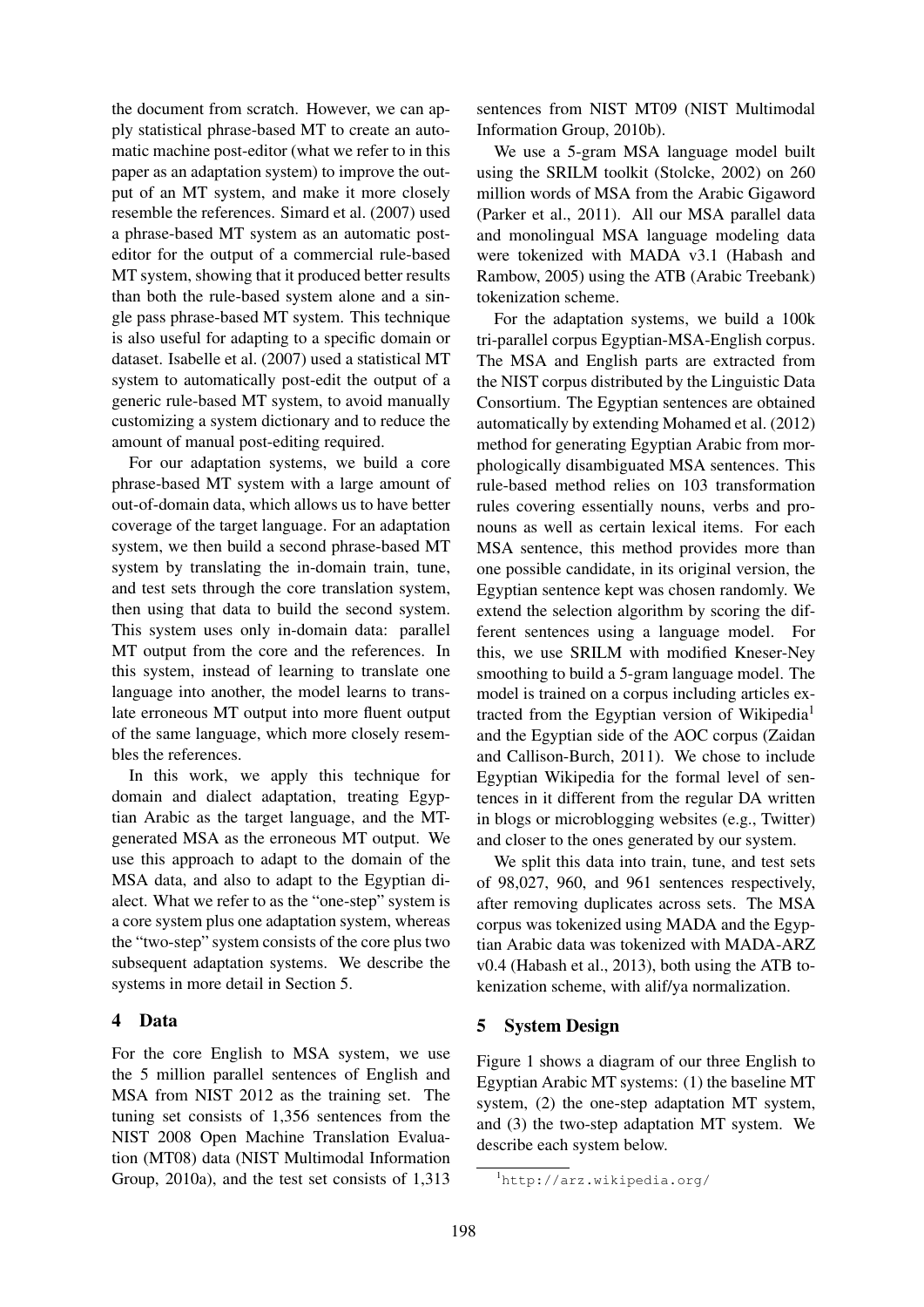the document from scratch. However, we can apply statistical phrase-based MT to create an automatic machine post-editor (what we refer to in this paper as an adaptation system) to improve the output of an MT system, and make it more closely resemble the references. Simard et al. (2007) used a phrase-based MT system as an automatic post-editor for the output of a commercial rule-based MT system, showing that it produced better results than both the rule-based system alone and a single pass phrase-based MT system. This technique is also useful for adapting to a specific domain or dataset. Isabelle et al. (2007) used a statistical MT system to automatically post-edit the output of a generic rule-based MT system, to avoid manually customizing a system dictionary and to reduce the amount of manual post-editing required.

For our adaptation systems, we build a core phrase-based MT system with a large amount of out-of-domain data, which allows us to have better coverage of the target language. For an adaptation system, we then build a second phrase-based MT system by translating the in-domain train, tune, and test sets through the core translation system, then using that data to build the second system. This system uses only in-domain data: parallel MT output from the core and the references. In this system, instead of learning to translate one language into another, the model learns to translate erroneous MT output into more fluent output of the same language, which more closely resembles the references.

In this work, we apply this technique for domain and dialect adaptation, treating Egyptian Arabic as the target language, and the MT-generated MSA as the erroneous MT output. We use this approach to adapt to the domain of the MSA data, and also to adapt to the Egyptian dialect. What we refer to as the "one-step" system is a core system plus one adaptation system, whereas the "two-step" system consists of the core plus two subsequent adaptation systems. We describe the systems in more detail in Section 5.

## 4 Data

For the core English to MSA system, we use the 5 million parallel sentences of English and MSA from NIST 2012 as the training set. The tuning set consists of 1,356 sentences from the NIST 2008 Open Machine Translation Evaluation (MT08) data (NIST Multimodal Information Group, 2010a), and the test set consists of 1,313 sentences from NIST MT09 (NIST Multimodal Information Group, 2010b).

We use a 5-gram MSA language model built using the SRILM toolkit (Stolcke, 2002) on 260 million words of MSA from the Arabic Gigaword (Parker et al., 2011). All our MSA parallel data and monolingual MSA language modeling data were tokenized with MADA v3.1 (Habash and Rambow, 2005) using the ATB (Arabic Treebank) tokenization scheme.

For the adaptation systems, we build a 100k tri-parallel corpus Egyptian-MSA-English corpus. The MSA and English parts are extracted from the NIST corpus distributed by the Linguistic Data Consortium. The Egyptian sentences are obtained automatically by extending Mohamed et al. (2012) method for generating Egyptian Arabic from morphologically disambiguated MSA sentences. This rule-based method relies on 103 transformation rules covering essentially nouns, verbs and pronouns as well as certain lexical items. For each MSA sentence, this method provides more than one possible candidate, in its original version, the Egyptian sentence kept was chosen randomly. We extend the selection algorithm by scoring the different sentences using a language model. For this, we use SRILM with modified Kneser-Ney smoothing to build a 5-gram language model. The model is trained on a corpus including articles extracted from the Egyptian version of Wikipedia[1] and the Egyptian side of the AOC corpus (Zaidan and Callison-Burch, 2011). We chose to include Egyptian Wikipedia for the formal level of sentences in it different from the regular DA written in blogs or microblogging websites (e.g., Twitter) and closer to the ones generated by our system.

We split this data into train, tune, and test sets of 98,027, 960, and 961 sentences respectively, after removing duplicates across sets. The MSA corpus was tokenized using MADA and the Egyptian Arabic data was tokenized with MADA-ARZ v0.4 (Habash et al., 2013), both using the ATB tokenization scheme, with alif/ya normalization.

## 5 System Design

Figure 1 shows a diagram of our three English to Egyptian Arabic MT systems: (1) the baseline MT system, (2) the one-step adaptation MT system, and (3) the two-step adaptation MT system. We describe each system below.

[1] http://arz.wikipedia.org/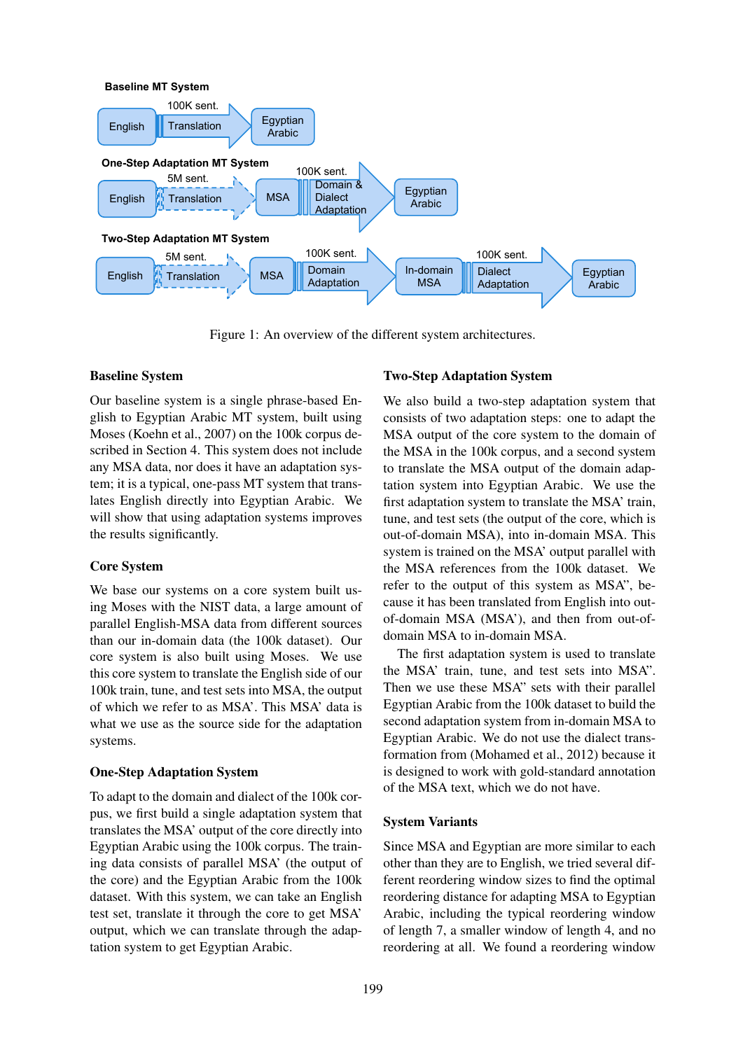Figure 1: An overview of the different system architectures.

### Baseline System

Our baseline system is a single phrase-based English to Egyptian Arabic MT system, built using Moses (Koehn et al., 2007) on the 100k corpus described in Section 4. This system does not include any MSA data, nor does it have an adaptation system; it is a typical, one-pass MT system that translates English directly into Egyptian Arabic. We will show that using adaptation systems improves the results significantly.

### Core System

We base our systems on a core system built using Moses with the NIST data, a large amount of parallel English-MSA data from different sources than our in-domain data (the 100k dataset). Our core system is also built using Moses. We use this core system to translate the English side of our 100k train, tune, and test sets into MSA, the output of which we refer to as MSA'. This MSA' data is what we use as the source side for the adaptation systems.

### One-Step Adaptation System

To adapt to the domain and dialect of the 100k corpus, we first build a single adaptation system that translates the MSA' output of the core directly into Egyptian Arabic using the 100k corpus. The training data consists of parallel MSA' (the output of the core) and the Egyptian Arabic from the 100k dataset. With this system, we can take an English test set, translate it through the core to get MSA' output, which we can translate through the adaptation system to get Egyptian Arabic.

### Two-Step Adaptation System

We also build a two-step adaptation system that consists of two adaptation steps: one to adapt the MSA output of the core system to the domain of the MSA in the 100k corpus, and a second system to translate the MSA output of the domain adaptation system into Egyptian Arabic. We use the first adaptation system to translate the MSA' train, tune, and test sets (the output of the core, which is out-of-domain MSA), into in-domain MSA. This system is trained on the MSA' output parallel with the MSA references from the 100k dataset. We refer to the output of this system as MSA", because it has been translated from English into out-of-domain MSA (MSA'), and then from out-of-domain MSA to in-domain MSA.

The first adaptation system is used to translate the MSA' train, tune, and test sets into MSA". Then we use these MSA" sets with their parallel Egyptian Arabic from the 100k dataset to build the second adaptation system from in-domain MSA to Egyptian Arabic. We do not use the dialect transformation from (Mohamed et al., 2012) because it is designed to work with gold-standard annotation of the MSA text, which we do not have.

### System Variants

Since MSA and Egyptian are more similar to each other than they are to English, we tried several different reordering window sizes to find the optimal reordering distance for adapting MSA to Egyptian Arabic, including the typical reordering window of length 7, a smaller window of length 4, and no reordering at all. We found a reordering window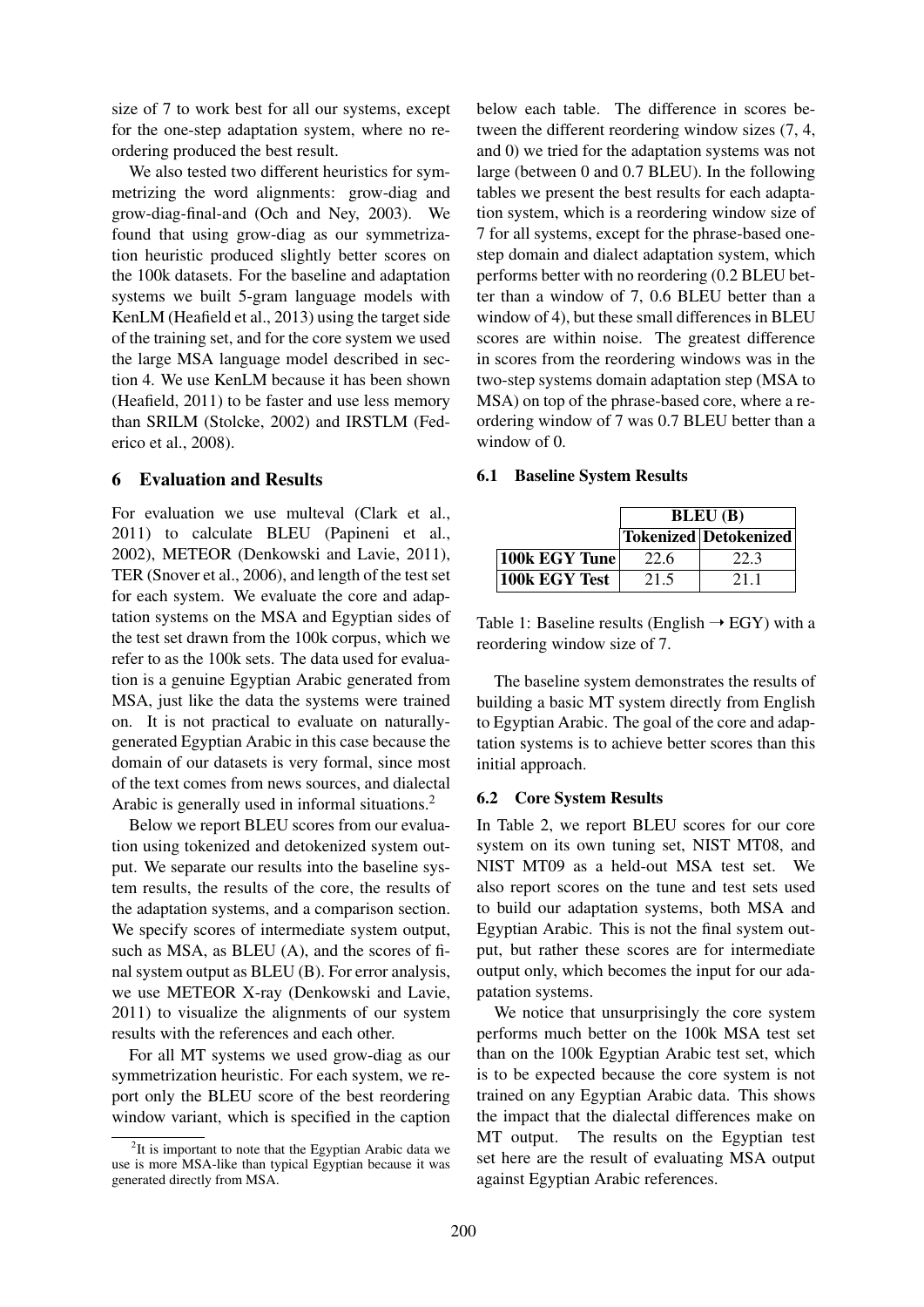size of 7 to work best for all our systems, except for the one-step adaptation system, where no reordering produced the best result.

We also tested two different heuristics for symmetrizing the word alignments: grow-diag and grow-diag-final-and (Och and Ney, 2003). We found that using grow-diag as our symmetrization heuristic produced slightly better scores on the 100k datasets. For the baseline and adaptation systems we built 5-gram language models with KenLM (Heafield et al., 2013) using the target side of the training set, and for the core system we used the large MSA language model described in section 4. We use KenLM because it has been shown (Heafield, 2011) to be faster and use less memory than SRILM (Stolcke, 2002) and IRSTLM (Federico et al., 2008).

## 6 Evaluation and Results

For evaluation we use multeval (Clark et al., 2011) to calculate BLEU (Papineni et al., 2002), METEOR (Denkowski and Lavie, 2011), TER (Snover et al., 2006), and length of the test set for each system. We evaluate the core and adaptation systems on the MSA and Egyptian sides of the test set drawn from the 100k corpus, which we refer to as the 100k sets. The data used for evaluation is a genuine Egyptian Arabic generated from MSA, just like the data the systems were trained on. It is not practical to evaluate on naturally-generated Egyptian Arabic in this case because the domain of our datasets is very formal, since most of the text comes from news sources, and dialectal Arabic is generally used in informal situations.[2]

Below we report BLEU scores from our evaluation using tokenized and detokenized system output. We separate our results into the baseline system results, the results of the core, the results of the adaptation systems, and a comparison section. We specify scores of intermediate system output, such as MSA, as BLEU (A), and the scores of final system output as BLEU (B). For error analysis, we use METEOR X-ray (Denkowski and Lavie, 2011) to visualize the alignments of our system results with the references and each other.

For all MT systems we used grow-diag as our symmetrization heuristic. For each system, we report only the BLEU score of the best reordering window variant, which is specified in the caption below each table. The difference in scores between the different reordering window sizes (7, 4, and 0) we tried for the adaptation systems was not large (between 0 and 0.7 BLEU). In the following tables we present the best results for each adaptation system, which is a reordering window size of 7 for all systems, except for the phrase-based one-step domain and dialect adaptation system, which performs better with no reordering (0.2 BLEU better than a window of 7, 0.6 BLEU better than a window of 4), but these small differences in BLEU scores are within noise. The greatest difference in scores from the reordering windows was in the two-step systems domain adaptation step (MSA to MSA) on top of the phrase-based core, where a reordering window of 7 was 0.7 BLEU better than a window of 0.

[2]It is important to note that the Egyptian Arabic data we use is more MSA-like than typical Egyptian because it was generated directly from MSA.

### 6.1 Baseline System Results

| | **BLEU (B)** | |
|---|---|---|
| | **Tokenized** | **Detokenized** |
| **100k EGY Tune** | 22.6 | 22.3 |
| **100k EGY Test** | 21.5 | 21.1 |

Table 1: Baseline results (English → EGY) with a reordering window size of 7.

The baseline system demonstrates the results of building a basic MT system directly from English to Egyptian Arabic. The goal of the core and adaptation systems is to achieve better scores than this initial approach.

### 6.2 Core System Results

In Table 2, we report BLEU scores for our core system on its own tuning set, NIST MT08, and NIST MT09 as a held-out MSA test set. We also report scores on the tune and test sets used to build our adaptation systems, both MSA and Egyptian Arabic. This is not the final system output, but rather these scores are for intermediate output only, which becomes the input for our adapatation systems.

We notice that unsurprisingly the core system performs much better on the 100k MSA test set than on the 100k Egyptian Arabic test set, which is to be expected because the core system is not trained on any Egyptian Arabic data. This shows the impact that the dialectal differences make on MT output. The results on the Egyptian test set here are the result of evaluating MSA output against Egyptian Arabic references.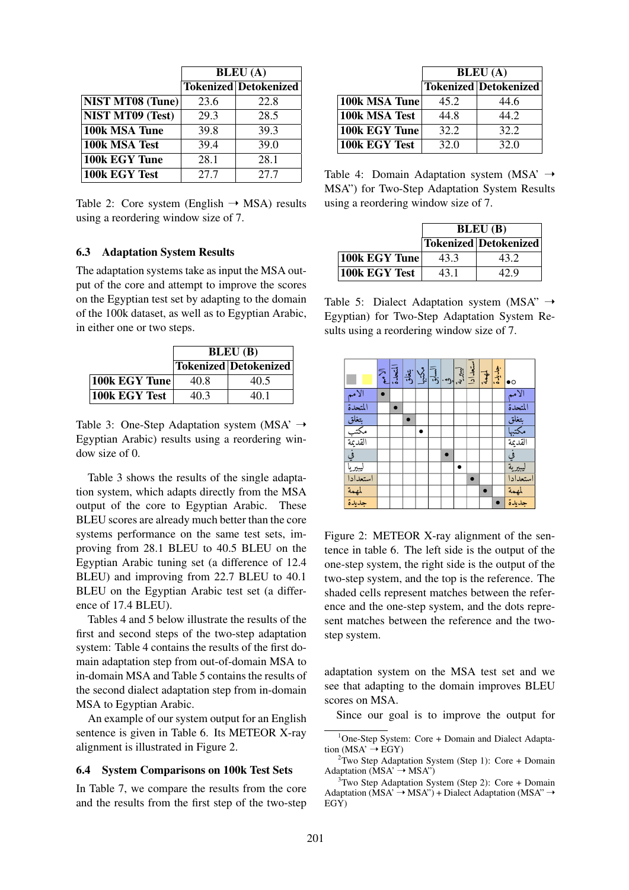| | BLEU (A) | |
|---|---|---|
| | Tokenized | Detokenized |
| NIST MT08 (Tune) | 23.6 | 22.8 |
| NIST MT09 (Test) | 29.3 | 28.5 |
| 100k MSA Tune | 39.8 | 39.3 |
| 100k MSA Test | 39.4 | 39.0 |
| 100k EGY Tune | 28.1 | 28.1 |
| 100k EGY Test | 27.7 | 27.7 |

Table 2: Core system (English → MSA) results using a reordering window size of 7.

### 6.3 Adaptation System Results

The adaptation systems take as input the MSA output of the core and attempt to improve the scores on the Egyptian test set by adapting to the domain of the 100k dataset, as well as to Egyptian Arabic, in either one or two steps.

| | BLEU (B) | |
|---|---|---|
| | Tokenized | Detokenized |
| 100k EGY Tune | 40.8 | 40.5 |
| 100k EGY Test | 40.3 | 40.1 |

Table 3: One-Step Adaptation system (MSA' → Egyptian Arabic) results using a reordering window size of 0.

Table 3 shows the results of the single adaptation system, which adapts directly from the MSA output of the core to Egyptian Arabic. These BLEU scores are already much better than the core systems performance on the same test sets, improving from 28.1 BLEU to 40.5 BLEU on the Egyptian Arabic tuning set (a difference of 12.4 BLEU) and improving from 22.7 BLEU to 40.1 BLEU on the Egyptian Arabic test set (a difference of 17.4 BLEU).

Tables 4 and 5 below illustrate the results of the first and second steps of the two-step adaptation system: Table 4 contains the results of the first domain adaptation step from out-of-domain MSA to in-domain MSA and Table 5 contains the results of the second dialect adaptation step from in-domain MSA to Egyptian Arabic.

An example of our system output for an English sentence is given in Table 6. Its METEOR X-ray alignment is illustrated in Figure 2.

### 6.4 System Comparisons on 100k Test Sets

In Table 7, we compare the results from the core and the results from the first step of the two-step

| | BLEU (A) | |
|---|---|---|
| | Tokenized | Detokenized |
| 100k MSA Tune | 45.2 | 44.6 |
| 100k MSA Test | 44.8 | 44.2 |
| 100k EGY Tune | 32.2 | 32.2 |
| 100k EGY Test | 32.0 | 32.0 |

Table 4: Domain Adaptation system (MSA' → MSA") for Two-Step Adaptation System Results using a reordering window size of 7.

| | BLEU (B) | |
|---|---|---|
| | Tokenized | Detokenized |
| 100k EGY Tune | 43.3 | 43.2 |
| 100k EGY Test | 43.1 | 42.9 |

Table 5: Dialect Adaptation system (MSA" → Egyptian) for Two-Step Adaptation System Results using a reordering window size of 7.

Figure 2: METEOR X-ray alignment of the sentence in table 6. The left side is the output of the one-step system, the right side is the output of the two-step system, and the top is the reference. The shaded cells represent matches between the reference and the one-step system, and the dots represent matches between the reference and the two-step system.

adaptation system on the MSA test set and we see that adapting to the domain improves BLEU scores on MSA.

Since our goal is to improve the output for

[1] One-Step System: Core + Domain and Dialect Adaptation (MSA' → EGY)

[2] Two Step Adaptation System (Step 1): Core + Domain Adaptation (MSA' → MSA")

[3] Two Step Adaptation System (Step 2): Core + Domain Adaptation (MSA' → MSA") + Dialect Adaptation (MSA" → EGY)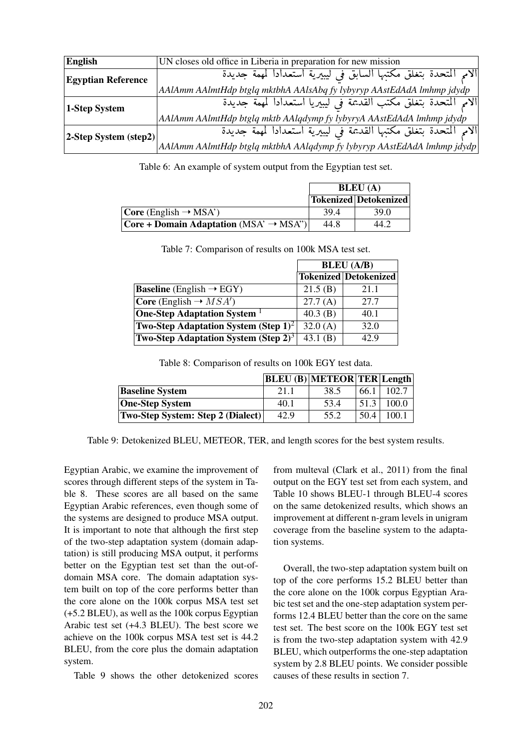| English | UN closes old office in Liberia in preparation for new mission |
|---|---|
| Egyptian Reference | الامم المتحدة بتغلق مكتبها السابق في ليبرية استعدادا لمهمة جديدة |
| | *AAlAmm AAlmtHdp btglq mktbhA AAlsAbq fy lybyryp AAstEdAdA lmhmp jdydp* |
| 1-Step System | الامم المتحدة بتغلق مكتب القديمة في ليبريا استعدادا لمهمة جديدة |
| | *AAlAmm AAlmtHdp btglq mktb AAlqdymp fy lybyryA AAstEdAdA lmhmp jdydp* |
| 2-Step System (step2) | الامم المتحدة بتغلق مكتبها القديمة في ليبرية استعدادا لمهمة جديدة |
| | *AAlAmm AAlmtHdp btglq mktbhA AAlqdymp fy lybyryp AAstEdAdA lmhmp jdydp* |

Table 6: An example of system output from the Egyptian test set.

| | BLEU (A) | |
|---|---|---|
| | **Tokenized** | **Detokenized** |
| **Core** (English → MSA') | 39.4 | 39.0 |
| **Core + Domain Adaptation** (MSA' → MSA") | 44.8 | 44.2 |

Table 7: Comparison of results on 100k MSA test set.

| | BLEU (A/B) | |
|---|---|---|
| | **Tokenized** | **Detokenized** |
| **Baseline** (English → EGY) | 21.5 (B) | 21.1 |
| **Core** (English → $MSA'$) | 27.7 (A) | 27.7 |
| **One-Step Adaptation System** [1] | 40.3 (B) | 40.1 |
| **Two-Step Adaptation System (Step 1)**[2] | 32.0 (A) | 32.0 |
| **Two-Step Adaptation System (Step 2)**[3] | 43.1 (B) | 42.9 |

Table 8: Comparison of results on 100k EGY test data.

| | BLEU (B) | METEOR | TER | Length |
|---|---|---|---|---|
| **Baseline System** | 21.1 | 38.5 | 66.1 | 102.7 |
| **One-Step System** | 40.1 | 53.4 | 51.3 | 100.0 |
| **Two-Step System: Step 2 (Dialect)** | 42.9 | 55.2 | 50.4 | 100.1 |

Table 9: Detokenized BLEU, METEOR, TER, and length scores for the best system results.

Egyptian Arabic, we examine the improvement of scores through different steps of the system in Table 8. These scores are all based on the same Egyptian Arabic references, even though some of the systems are designed to produce MSA output. It is important to note that although the first step of the two-step adaptation system (domain adaptation) is still producing MSA output, it performs better on the Egyptian test set than the out-of-domain MSA core. The domain adaptation system built on top of the core performs better than the core alone on the 100k corpus MSA test set (+5.2 BLEU), as well as the 100k corpus Egyptian Arabic test set (+4.3 BLEU). The best score we achieve on the 100k corpus MSA test set is 44.2 BLEU, from the core plus the domain adaptation system.

Table 9 shows the other detokenized scores from multeval (Clark et al., 2011) from the final output on the EGY test set from each system, and Table 10 shows BLEU-1 through BLEU-4 scores on the same detokenized results, which shows an improvement at different n-gram levels in unigram coverage from the baseline system to the adaptation systems.

Overall, the two-step adaptation system built on top of the core performs 15.2 BLEU better than the core alone on the 100k corpus Egyptian Arabic test set and the one-step adaptation system performs 12.4 BLEU better than the core on the same test set. The best score on the 100k EGY test set is from the two-step adaptation system with 42.9 BLEU, which outperforms the one-step adaptation system by 2.8 BLEU points. We consider possible causes of these results in section 7.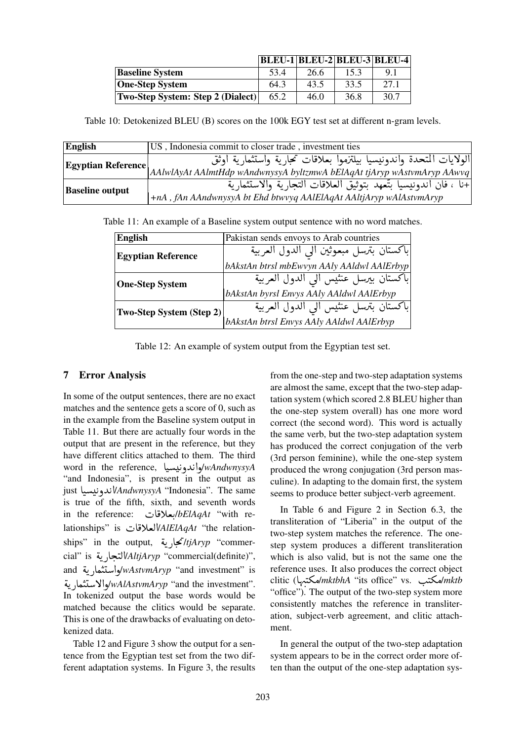| | BLEU-1 | BLEU-2 | BLEU-3 | BLEU-4 |
|---|---|---|---|---|
| **Baseline System** | 53.4 | 26.6 | 15.3 | 9.1 |
| **One-Step System** | 64.3 | 43.5 | 33.5 | 27.1 |
| **Two-Step System: Step 2 (Dialect)** | 65.2 | 46.0 | 36.8 | 30.7 |

Table 10: Detokenized BLEU (B) scores on the 100k EGY test set at different n-gram levels.

| **English** | US , Indonesia commit to closer trade , investment ties |
|---|---|
| **Egyptian Reference** | الولايات المتحدة واندونيسيا بيلتزموا بعلاقات تجارية واستثمارية اوثق<br>*AAlwlAyAt AAlmtHdp wAndwnysyA byltzmwA bElAqAt tjAryp wAstvmAryp AAwvq* |
| **Baseline output** | +نا ، فان اندونيسيا بتّعهد بتوثيق العلاقات التجارية والاستثمارية<br>*+nA , fAn AAndwnysyA bt Ehd btwvyq AAlElAqAt AAltjAryp wAlAstvmAryp* |

Table 11: An example of a Baseline system output sentence with no word matches.

| **English** | Pakistan sends envoys to Arab countries |
|---|---|
| **Egyptian Reference** | باكستان بترسل مبعوثين الي الدول العربية<br>*bAkstAn btrsl mbEwvyn AAly AAldwl AAlErbyp* |
| **One-Step System** | باكستان بيرسل عنثيس الي الدول العربية<br>*bAkstAn byrsl Envys AAly AAldwl AAlErbyp* |
| **Two-Step System (Step 2)** | باكستان بترسل عنثيس الي الدول العربية<br>*bAkstAn btrsl Envys AAly AAldwl AAlErbyp* |

Table 12: An example of system output from the Egyptian test set.

## 7 Error Analysis

In some of the output sentences, there are no exact matches and the sentence gets a score of 0, such as in the example from the Baseline system output in Table 11. But there are actually four words in the output that are present in the reference, but they have different clitics attached to them. The third word in the reference, واندونيسيا/*wAndwnysyA* "and Indonesia", is present in the output as just اندونيسيا/*AndwnysyA* "Indonesia". The same is true of the fifth, sixth, and seventh words in the reference: بعلاقات/*bElAqAt* "with relationships" is العلاقات/*AlElAqAt* "the relationships" in the output, تجارية/*tjAryp* "commercial" is التجارية/*AltjAryp* "commercial(definite)", and واستثمارية/*wAstvmAryp* "and investment" is والاستثمارية/*wAlAstvmAryp* "and the investment". In tokenized output the base words would be matched because the clitics would be separate. This is one of the drawbacks of evaluating on detokenized data.

Table 12 and Figure 3 show the output for a sentence from the Egyptian test set from the two different adaptation systems. In Figure 3, the results from the one-step and two-step adaptation systems are almost the same, except that the two-step adaptation system (which scored 2.8 BLEU higher than the one-step system overall) has one more word correct (the second word). This word is actually the same verb, but the two-step adaptation system has produced the correct conjugation of the verb (3rd person feminine), while the one-step system produced the wrong conjugation (3rd person masculine). In adapting to the domain first, the system seems to produce better subject-verb agreement.

In Table 6 and Figure 2 in Section 6.3, the transliteration of "Liberia" in the output of the two-step system matches the reference. The one-step system produces a different transliteration which is also valid, but is not the same one the reference uses. It also produces the correct object clitic (مكتبها/*mktbhA* "its office" vs. مكتب/*mktb* "office"). The output of the two-step system more consistently matches the reference in transliteration, subject-verb agreement, and clitic attachment.

In general the output of the two-step adaptation system appears to be in the correct order more often than the output of the one-step adaptation sys-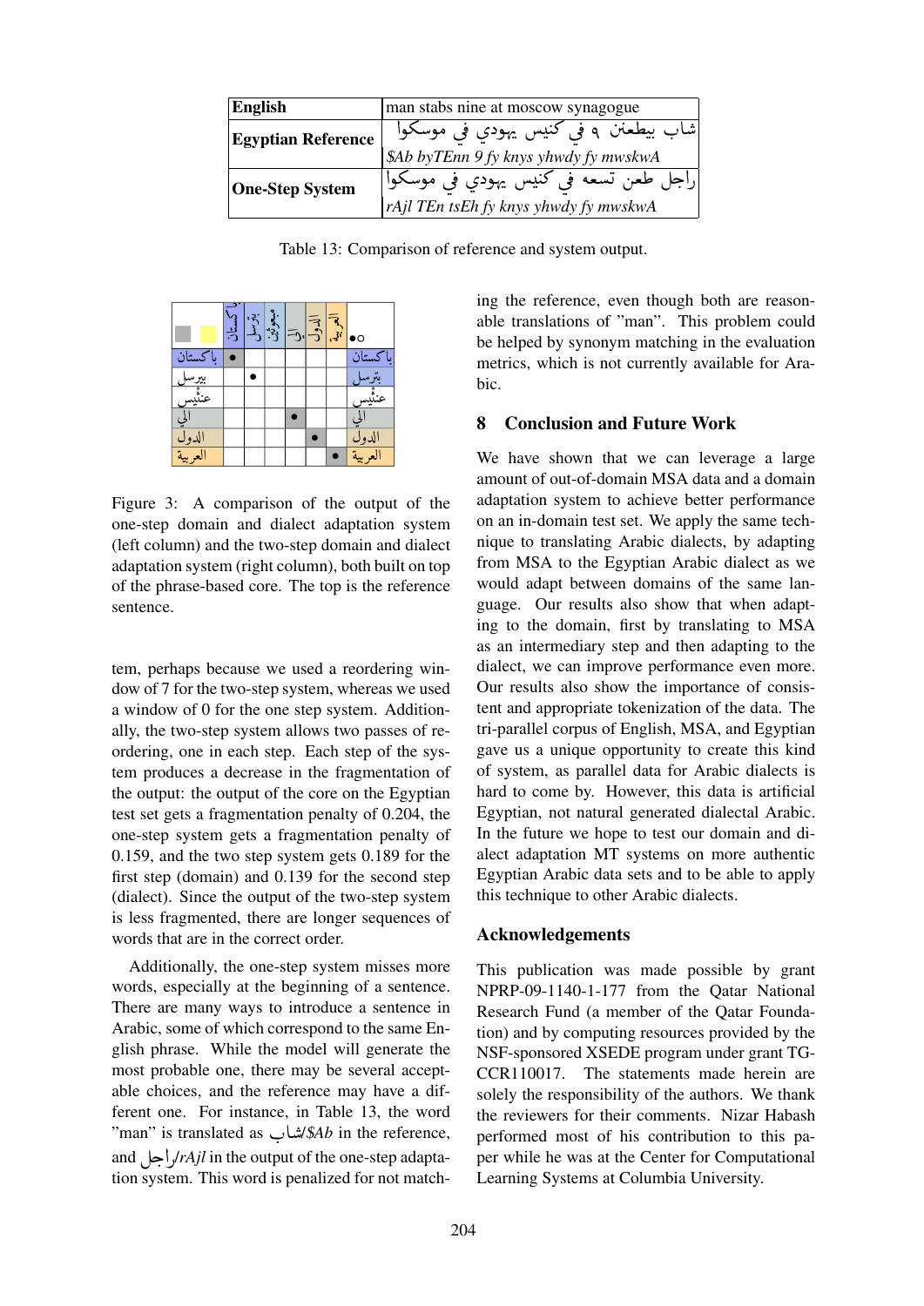| **English** | man stabs nine at moscow synagogue |
|---|---|
| **Egyptian Reference** | شاب بيطعنن ٩ في كنيس يهودي في موسكوا |
| | *$Ab byTEnn 9 fy knys yhwdy fy mwskwA* |
| **One-Step System** | راجل طعن تسعه في كنيس يهودي في موسكوا |
| | *rAjl TEn tsEh fy knys yhwdy fy mwskwA* |

Table 13: Comparison of reference and system output.

| | باكستان | بترسل | مجموعتين | الي | الدول | العربية | ●○ |
|---|---|---|---|---|---|---|---|
| باكستان | ● | | | | | | باكستان |
| بيرسل | | ● | | | | | بترسل |
| عنثيس | | | | | | | عنثيس |
| الي | | | | ● | | | الي |
| الدول | | | | | ● | | الدول |
| العربية | | | | | | ● | العربية |

Figure 3: A comparison of the output of the one-step domain and dialect adaptation system (left column) and the two-step domain and dialect adaptation system (right column), both built on top of the phrase-based core. The top is the reference sentence.

tem, perhaps because we used a reordering window of 7 for the two-step system, whereas we used a window of 0 for the one step system. Additionally, the two-step system allows two passes of reordering, one in each step. Each step of the system produces a decrease in the fragmentation of the output: the output of the core on the Egyptian test set gets a fragmentation penalty of 0.204, the one-step system gets a fragmentation penalty of 0.159, and the two step system gets 0.189 for the first step (domain) and 0.139 for the second step (dialect). Since the output of the two-step system is less fragmented, there are longer sequences of words that are in the correct order.

Additionally, the one-step system misses more words, especially at the beginning of a sentence. There are many ways to introduce a sentence in Arabic, some of which correspond to the same English phrase. While the model will generate the most probable one, there may be several acceptable choices, and the reference may have a different one. For instance, in Table 13, the word "man" is translated as شاب/*$Ab* in the reference, and راجل/*rAjl* in the output of the one-step adaptation system. This word is penalized for not matching the reference, even though both are reasonable translations of "man". This problem could be helped by synonym matching in the evaluation metrics, which is not currently available for Arabic.

## 8 Conclusion and Future Work

We have shown that we can leverage a large amount of out-of-domain MSA data and a domain adaptation system to achieve better performance on an in-domain test set. We apply the same technique to translating Arabic dialects, by adapting from MSA to the Egyptian Arabic dialect as we would adapt between domains of the same language. Our results also show that when adapting to the domain, first by translating to MSA as an intermediary step and then adapting to the dialect, we can improve performance even more. Our results also show the importance of consistent and appropriate tokenization of the data. The tri-parallel corpus of English, MSA, and Egyptian gave us a unique opportunity to create this kind of system, as parallel data for Arabic dialects is hard to come by. However, this data is artificial Egyptian, not natural generated dialectal Arabic. In the future we hope to test our domain and dialect adaptation MT systems on more authentic Egyptian Arabic data sets and to be able to apply this technique to other Arabic dialects.

## Acknowledgements

This publication was made possible by grant NPRP-09-1140-1-177 from the Qatar National Research Fund (a member of the Qatar Foundation) and by computing resources provided by the NSF-sponsored XSEDE program under grant TG-CCR110017. The statements made herein are solely the responsibility of the authors. We thank the reviewers for their comments. Nizar Habash performed most of his contribution to this paper while he was at the Center for Computational Learning Systems at Columbia University.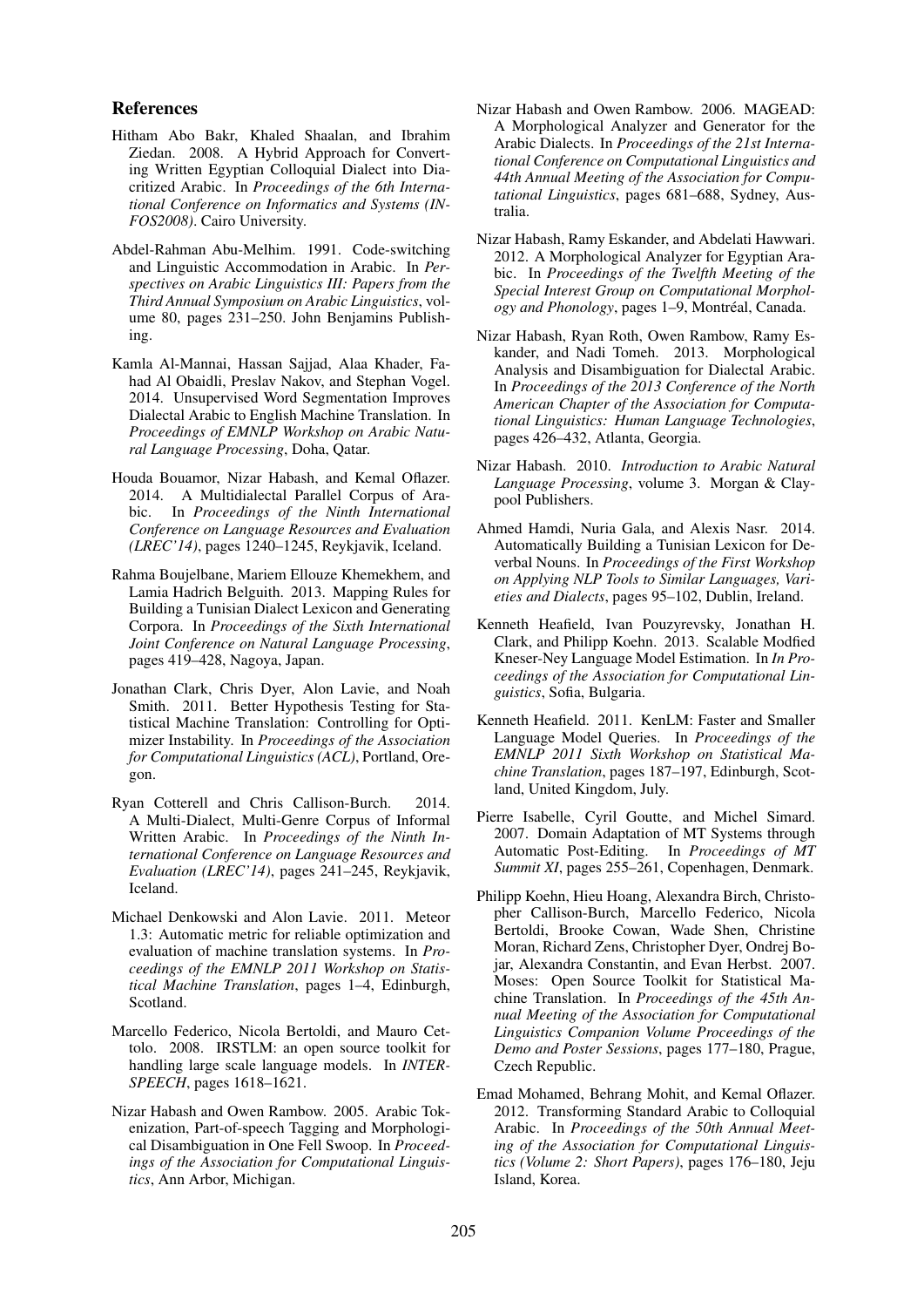## References

Hitham Abo Bakr, Khaled Shaalan, and Ibrahim Ziedan. 2008. A Hybrid Approach for Converting Written Egyptian Colloquial Dialect into Diacritized Arabic. In *Proceedings of the 6th International Conference on Informatics and Systems (INFOS2008)*. Cairo University.

Abdel-Rahman Abu-Melhim. 1991. Code-switching and Linguistic Accommodation in Arabic. In *Perspectives on Arabic Linguistics III: Papers from the Third Annual Symposium on Arabic Linguistics*, volume 80, pages 231–250. John Benjamins Publishing.

Kamla Al-Mannai, Hassan Sajjad, Alaa Khader, Fahad Al Obaidli, Preslav Nakov, and Stephan Vogel. 2014. Unsupervised Word Segmentation Improves Dialectal Arabic to English Machine Translation. In *Proceedings of EMNLP Workshop on Arabic Natural Language Processing*, Doha, Qatar.

Houda Bouamor, Nizar Habash, and Kemal Oflazer. 2014. A Multidialectal Parallel Corpus of Arabic. In *Proceedings of the Ninth International Conference on Language Resources and Evaluation (LREC'14)*, pages 1240–1245, Reykjavik, Iceland.

Rahma Boujelbane, Mariem Ellouze Khemekhem, and Lamia Hadrich Belguith. 2013. Mapping Rules for Building a Tunisian Dialect Lexicon and Generating Corpora. In *Proceedings of the Sixth International Joint Conference on Natural Language Processing*, pages 419–428, Nagoya, Japan.

Jonathan Clark, Chris Dyer, Alon Lavie, and Noah Smith. 2011. Better Hypothesis Testing for Statistical Machine Translation: Controlling for Optimizer Instability. In *Proceedings of the Association for Computational Linguistics (ACL)*, Portland, Oregon.

Ryan Cotterell and Chris Callison-Burch. 2014. A Multi-Dialect, Multi-Genre Corpus of Informal Written Arabic. In *Proceedings of the Ninth International Conference on Language Resources and Evaluation (LREC'14)*, pages 241–245, Reykjavik, Iceland.

Michael Denkowski and Alon Lavie. 2011. Meteor 1.3: Automatic metric for reliable optimization and evaluation of machine translation systems. In *Proceedings of the EMNLP 2011 Workshop on Statistical Machine Translation*, pages 1–4, Edinburgh, Scotland.

Marcello Federico, Nicola Bertoldi, and Mauro Cettolo. 2008. IRSTLM: an open source toolkit for handling large scale language models. In *INTERSPEECH*, pages 1618–1621.

Nizar Habash and Owen Rambow. 2005. Arabic Tokenization, Part-of-speech Tagging and Morphological Disambiguation in One Fell Swoop. In *Proceedings of the Association for Computational Linguistics*, Ann Arbor, Michigan.

Nizar Habash and Owen Rambow. 2006. MAGEAD: A Morphological Analyzer and Generator for the Arabic Dialects. In *Proceedings of the 21st International Conference on Computational Linguistics and 44th Annual Meeting of the Association for Computational Linguistics*, pages 681–688, Sydney, Australia.

Nizar Habash, Ramy Eskander, and Abdelati Hawwari. 2012. A Morphological Analyzer for Egyptian Arabic. In *Proceedings of the Twelfth Meeting of the Special Interest Group on Computational Morphology and Phonology*, pages 1–9, Montréal, Canada.

Nizar Habash, Ryan Roth, Owen Rambow, Ramy Eskander, and Nadi Tomeh. 2013. Morphological Analysis and Disambiguation for Dialectal Arabic. In *Proceedings of the 2013 Conference of the North American Chapter of the Association for Computational Linguistics: Human Language Technologies*, pages 426–432, Atlanta, Georgia.

Nizar Habash. 2010. *Introduction to Arabic Natural Language Processing*, volume 3. Morgan & Claypool Publishers.

Ahmed Hamdi, Nuria Gala, and Alexis Nasr. 2014. Automatically Building a Tunisian Lexicon for Deverbal Nouns. In *Proceedings of the First Workshop on Applying NLP Tools to Similar Languages, Varieties and Dialects*, pages 95–102, Dublin, Ireland.

Kenneth Heafield, Ivan Pouzyrevsky, Jonathan H. Clark, and Philipp Koehn. 2013. Scalable Modfied Kneser-Ney Language Model Estimation. In *In Proceedings of the Association for Computational Linguistics*, Sofia, Bulgaria.

Kenneth Heafield. 2011. KenLM: Faster and Smaller Language Model Queries. In *Proceedings of the EMNLP 2011 Sixth Workshop on Statistical Machine Translation*, pages 187–197, Edinburgh, Scotland, United Kingdom, July.

Pierre Isabelle, Cyril Goutte, and Michel Simard. 2007. Domain Adaptation of MT Systems through Automatic Post-Editing. In *Proceedings of MT Summit XI*, pages 255–261, Copenhagen, Denmark.

Philipp Koehn, Hieu Hoang, Alexandra Birch, Christopher Callison-Burch, Marcello Federico, Nicola Bertoldi, Brooke Cowan, Wade Shen, Christine Moran, Richard Zens, Christopher Dyer, Ondrej Bojar, Alexandra Constantin, and Evan Herbst. 2007. Moses: Open Source Toolkit for Statistical Machine Translation. In *Proceedings of the 45th Annual Meeting of the Association for Computational Linguistics Companion Volume Proceedings of the Demo and Poster Sessions*, pages 177–180, Prague, Czech Republic.

Emad Mohamed, Behrang Mohit, and Kemal Oflazer. 2012. Transforming Standard Arabic to Colloquial Arabic. In *Proceedings of the 50th Annual Meeting of the Association for Computational Linguistics (Volume 2: Short Papers)*, pages 176–180, Jeju Island, Korea.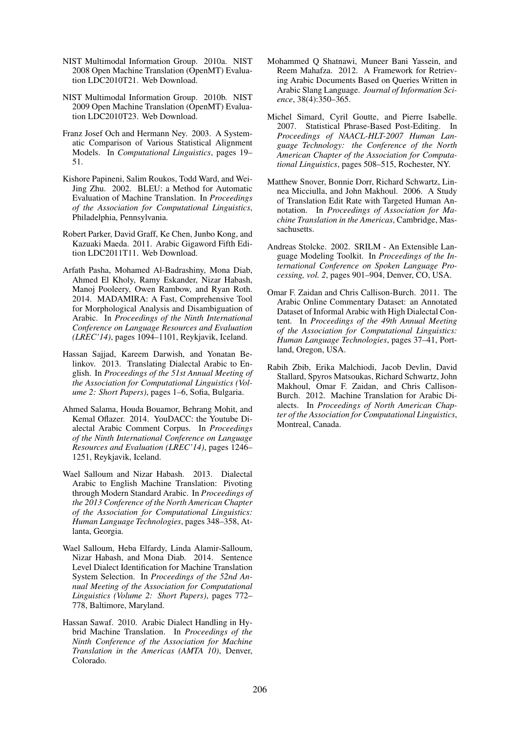NIST Multimodal Information Group. 2010a. NIST 2008 Open Machine Translation (OpenMT) Evaluation LDC2010T21. Web Download.

NIST Multimodal Information Group. 2010b. NIST 2009 Open Machine Translation (OpenMT) Evaluation LDC2010T23. Web Download.

Franz Josef Och and Hermann Ney. 2003. A Systematic Comparison of Various Statistical Alignment Models. In *Computational Linguistics*, pages 19–51.

Kishore Papineni, Salim Roukos, Todd Ward, and Wei-Jing Zhu. 2002. BLEU: a Method for Automatic Evaluation of Machine Translation. In *Proceedings of the Association for Computational Linguistics*, Philadelphia, Pennsylvania.

Robert Parker, David Graff, Ke Chen, Junbo Kong, and Kazuaki Maeda. 2011. Arabic Gigaword Fifth Edition LDC2011T11. Web Download.

Arfath Pasha, Mohamed Al-Badrashiny, Mona Diab, Ahmed El Kholy, Ramy Eskander, Nizar Habash, Manoj Pooleery, Owen Rambow, and Ryan Roth. 2014. MADAMIRA: A Fast, Comprehensive Tool for Morphological Analysis and Disambiguation of Arabic. In *Proceedings of the Ninth International Conference on Language Resources and Evaluation (LREC'14)*, pages 1094–1101, Reykjavik, Iceland.

Hassan Sajjad, Kareem Darwish, and Yonatan Belinkov. 2013. Translating Dialectal Arabic to English. In *Proceedings of the 51st Annual Meeting of the Association for Computational Linguistics (Volume 2: Short Papers)*, pages 1–6, Sofia, Bulgaria.

Ahmed Salama, Houda Bouamor, Behrang Mohit, and Kemal Oflazer. 2014. YouDACC: the Youtube Dialectal Arabic Comment Corpus. In *Proceedings of the Ninth International Conference on Language Resources and Evaluation (LREC'14)*, pages 1246–1251, Reykjavik, Iceland.

Wael Salloum and Nizar Habash. 2013. Dialectal Arabic to English Machine Translation: Pivoting through Modern Standard Arabic. In *Proceedings of the 2013 Conference of the North American Chapter of the Association for Computational Linguistics: Human Language Technologies*, pages 348–358, Atlanta, Georgia.

Wael Salloum, Heba Elfardy, Linda Alamir-Salloum, Nizar Habash, and Mona Diab. 2014. Sentence Level Dialect Identification for Machine Translation System Selection. In *Proceedings of the 52nd Annual Meeting of the Association for Computational Linguistics (Volume 2: Short Papers)*, pages 772–778, Baltimore, Maryland.

Hassan Sawaf. 2010. Arabic Dialect Handling in Hybrid Machine Translation. In *Proceedings of the Ninth Conference of the Association for Machine Translation in the Americas (AMTA 10)*, Denver, Colorado.

Mohammed Q Shatnawi, Muneer Bani Yassein, and Reem Mahafza. 2012. A Framework for Retrieving Arabic Documents Based on Queries Written in Arabic Slang Language. *Journal of Information Science*, 38(4):350–365.

Michel Simard, Cyril Goutte, and Pierre Isabelle. 2007. Statistical Phrase-Based Post-Editing. In *Proceedings of NAACL-HLT-2007 Human Language Technology: the Conference of the North American Chapter of the Association for Computational Linguistics*, pages 508–515, Rochester, NY.

Matthew Snover, Bonnie Dorr, Richard Schwartz, Linnea Micciulla, and John Makhoul. 2006. A Study of Translation Edit Rate with Targeted Human Annotation. In *Proceedings of Association for Machine Translation in the Americas*, Cambridge, Massachusetts.

Andreas Stolcke. 2002. SRILM - An Extensible Language Modeling Toolkit. In *Proceedings of the International Conference on Spoken Language Processing, vol. 2*, pages 901–904, Denver, CO, USA.

Omar F. Zaidan and Chris Callison-Burch. 2011. The Arabic Online Commentary Dataset: an Annotated Dataset of Informal Arabic with High Dialectal Content. In *Proceedings of the 49th Annual Meeting of the Association for Computational Linguistics: Human Language Technologies*, pages 37–41, Portland, Oregon, USA.

Rabih Zbib, Erika Malchiodi, Jacob Devlin, David Stallard, Spyros Matsoukas, Richard Schwartz, John Makhoul, Omar F. Zaidan, and Chris Callison-Burch. 2012. Machine Translation for Arabic Dialects. In *Proceedings of North American Chapter of the Association for Computational Linguistics*, Montreal, Canada.